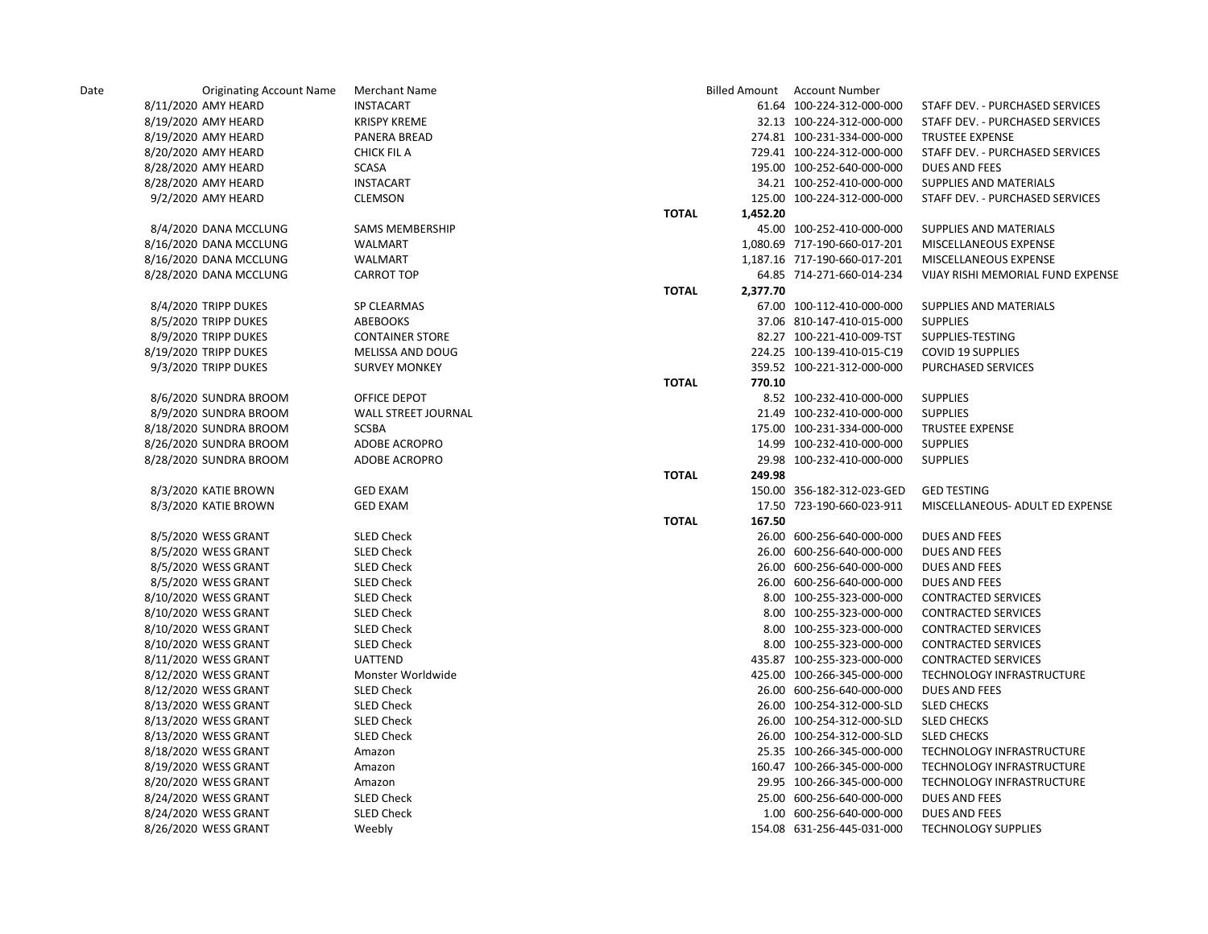| Date | Originating Account Name | Merchant Name | | Billed Amount | Account Number | |
|---|---|---|---|---|---|---|
| 8/11/2020 | AMY HEARD | INSTACART | | 61.64 | 100-224-312-000-000 | STAFF DEV. - PURCHASED SERVICES |
| 8/19/2020 | AMY HEARD | KRISPY KREME | | 32.13 | 100-224-312-000-000 | STAFF DEV. - PURCHASED SERVICES |
| 8/19/2020 | AMY HEARD | PANERA BREAD | | 274.81 | 100-231-334-000-000 | TRUSTEE EXPENSE |
| 8/20/2020 | AMY HEARD | CHICK FIL A | | 729.41 | 100-224-312-000-000 | STAFF DEV. - PURCHASED SERVICES |
| 8/28/2020 | AMY HEARD | SCASA | | 195.00 | 100-252-640-000-000 | DUES AND FEES |
| 8/28/2020 | AMY HEARD | INSTACART | | 34.21 | 100-252-410-000-000 | SUPPLIES AND MATERIALS |
| 9/2/2020 | AMY HEARD | CLEMSON | | 125.00 | 100-224-312-000-000 | STAFF DEV. - PURCHASED SERVICES |
| | | | TOTAL | 1,452.20 | | |
| 8/4/2020 | DANA MCCLUNG | SAMS MEMBERSHIP | | 45.00 | 100-252-410-000-000 | SUPPLIES AND MATERIALS |
| 8/16/2020 | DANA MCCLUNG | WALMART | | 1,080.69 | 717-190-660-017-201 | MISCELLANEOUS EXPENSE |
| 8/16/2020 | DANA MCCLUNG | WALMART | | 1,187.16 | 717-190-660-017-201 | MISCELLANEOUS EXPENSE |
| 8/28/2020 | DANA MCCLUNG | CARROT TOP | | 64.85 | 714-271-660-014-234 | VIJAY RISHI MEMORIAL FUND EXPENSE |
| | | | TOTAL | 2,377.70 | | |
| 8/4/2020 | TRIPP DUKES | SP CLEARMAS | | 67.00 | 100-112-410-000-000 | SUPPLIES AND MATERIALS |
| 8/5/2020 | TRIPP DUKES | ABEBOOKS | | 37.06 | 810-147-410-015-000 | SUPPLIES |
| 8/9/2020 | TRIPP DUKES | CONTAINER STORE | | 82.27 | 100-221-410-009-TST | SUPPLIES-TESTING |
| 8/19/2020 | TRIPP DUKES | MELISSA AND DOUG | | 224.25 | 100-139-410-015-C19 | COVID 19 SUPPLIES |
| 9/3/2020 | TRIPP DUKES | SURVEY MONKEY | | 359.52 | 100-221-312-000-000 | PURCHASED SERVICES |
| | | | TOTAL | 770.10 | | |
| 8/6/2020 | SUNDRA BROOM | OFFICE DEPOT | | 8.52 | 100-232-410-000-000 | SUPPLIES |
| 8/9/2020 | SUNDRA BROOM | WALL STREET JOURNAL | | 21.49 | 100-232-410-000-000 | SUPPLIES |
| 8/18/2020 | SUNDRA BROOM | SCSBA | | 175.00 | 100-231-334-000-000 | TRUSTEE EXPENSE |
| 8/26/2020 | SUNDRA BROOM | ADOBE ACROPRO | | 14.99 | 100-232-410-000-000 | SUPPLIES |
| 8/28/2020 | SUNDRA BROOM | ADOBE ACROPRO | | 29.98 | 100-232-410-000-000 | SUPPLIES |
| | | | TOTAL | 249.98 | | |
| 8/3/2020 | KATIE BROWN | GED EXAM | | 150.00 | 356-182-312-023-GED | GED TESTING |
| 8/3/2020 | KATIE BROWN | GED EXAM | | 17.50 | 723-190-660-023-911 | MISCELLANEOUS- ADULT ED EXPENSE |
| | | | TOTAL | 167.50 | | |
| 8/5/2020 | WESS GRANT | SLED Check | | 26.00 | 600-256-640-000-000 | DUES AND FEES |
| 8/5/2020 | WESS GRANT | SLED Check | | 26.00 | 600-256-640-000-000 | DUES AND FEES |
| 8/5/2020 | WESS GRANT | SLED Check | | 26.00 | 600-256-640-000-000 | DUES AND FEES |
| 8/5/2020 | WESS GRANT | SLED Check | | 26.00 | 600-256-640-000-000 | DUES AND FEES |
| 8/10/2020 | WESS GRANT | SLED Check | | 8.00 | 100-255-323-000-000 | CONTRACTED SERVICES |
| 8/10/2020 | WESS GRANT | SLED Check | | 8.00 | 100-255-323-000-000 | CONTRACTED SERVICES |
| 8/10/2020 | WESS GRANT | SLED Check | | 8.00 | 100-255-323-000-000 | CONTRACTED SERVICES |
| 8/10/2020 | WESS GRANT | SLED Check | | 8.00 | 100-255-323-000-000 | CONTRACTED SERVICES |
| 8/11/2020 | WESS GRANT | UATTEND | | 435.87 | 100-255-323-000-000 | CONTRACTED SERVICES |
| 8/12/2020 | WESS GRANT | Monster Worldwide | | 425.00 | 100-266-345-000-000 | TECHNOLOGY INFRASTRUCTURE |
| 8/12/2020 | WESS GRANT | SLED Check | | 26.00 | 600-256-640-000-000 | DUES AND FEES |
| 8/13/2020 | WESS GRANT | SLED Check | | 26.00 | 100-254-312-000-SLD | SLED CHECKS |
| 8/13/2020 | WESS GRANT | SLED Check | | 26.00 | 100-254-312-000-SLD | SLED CHECKS |
| 8/13/2020 | WESS GRANT | SLED Check | | 26.00 | 100-254-312-000-SLD | SLED CHECKS |
| 8/18/2020 | WESS GRANT | Amazon | | 25.35 | 100-266-345-000-000 | TECHNOLOGY INFRASTRUCTURE |
| 8/19/2020 | WESS GRANT | Amazon | | 160.47 | 100-266-345-000-000 | TECHNOLOGY INFRASTRUCTURE |
| 8/20/2020 | WESS GRANT | Amazon | | 29.95 | 100-266-345-000-000 | TECHNOLOGY INFRASTRUCTURE |
| 8/24/2020 | WESS GRANT | SLED Check | | 25.00 | 600-256-640-000-000 | DUES AND FEES |
| 8/24/2020 | WESS GRANT | SLED Check | | 1.00 | 600-256-640-000-000 | DUES AND FEES |
| 8/26/2020 | WESS GRANT | Weebly | | 154.08 | 631-256-445-031-000 | TECHNOLOGY SUPPLIES |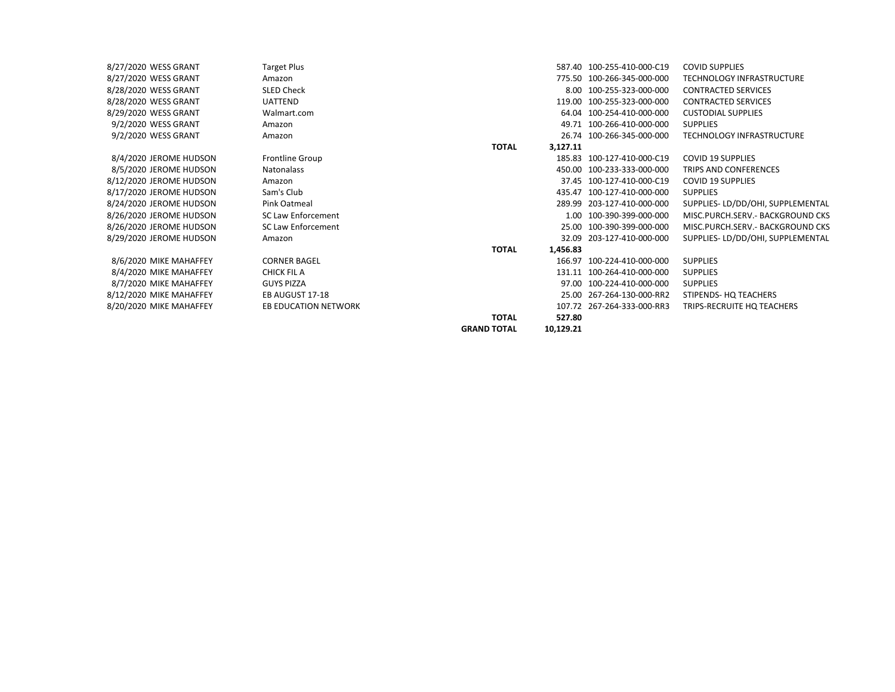| | | | | | |
|---|---|---|---|---|---|
| 8/27/2020 | WESS GRANT | Target Plus | 587.40 | 100-255-410-000-C19 | COVID SUPPLIES |
| 8/27/2020 | WESS GRANT | Amazon | 775.50 | 100-266-345-000-000 | TECHNOLOGY INFRASTRUCTURE |
| 8/28/2020 | WESS GRANT | SLED Check | 8.00 | 100-255-323-000-000 | CONTRACTED SERVICES |
| 8/28/2020 | WESS GRANT | UATTEND | 119.00 | 100-255-323-000-000 | CONTRACTED SERVICES |
| 8/29/2020 | WESS GRANT | Walmart.com | 64.04 | 100-254-410-000-000 | CUSTODIAL SUPPLIES |
| 9/2/2020 | WESS GRANT | Amazon | 49.71 | 100-266-410-000-000 | SUPPLIES |
| 9/2/2020 | WESS GRANT | Amazon | 26.74 | 100-266-345-000-000 | TECHNOLOGY INFRASTRUCTURE |
| | | **TOTAL** | **3,127.11** | | |
| 8/4/2020 | JEROME HUDSON | Frontline Group | 185.83 | 100-127-410-000-C19 | COVID 19 SUPPLIES |
| 8/5/2020 | JEROME HUDSON | Natonalass | 450.00 | 100-233-333-000-000 | TRIPS AND CONFERENCES |
| 8/12/2020 | JEROME HUDSON | Amazon | 37.45 | 100-127-410-000-C19 | COVID 19 SUPPLIES |
| 8/17/2020 | JEROME HUDSON | Sam's Club | 435.47 | 100-127-410-000-000 | SUPPLIES |
| 8/24/2020 | JEROME HUDSON | Pink Oatmeal | 289.99 | 203-127-410-000-000 | SUPPLIES- LD/DD/OHI, SUPPLEMENTAL |
| 8/26/2020 | JEROME HUDSON | SC Law Enforcement | 1.00 | 100-390-399-000-000 | MISC.PURCH.SERV.- BACKGROUND CKS |
| 8/26/2020 | JEROME HUDSON | SC Law Enforcement | 25.00 | 100-390-399-000-000 | MISC.PURCH.SERV.- BACKGROUND CKS |
| 8/29/2020 | JEROME HUDSON | Amazon | 32.09 | 203-127-410-000-000 | SUPPLIES- LD/DD/OHI, SUPPLEMENTAL |
| | | **TOTAL** | **1,456.83** | | |
| 8/6/2020 | MIKE MAHAFFEY | CORNER BAGEL | 166.97 | 100-224-410-000-000 | SUPPLIES |
| 8/4/2020 | MIKE MAHAFFEY | CHICK FIL A | 131.11 | 100-264-410-000-000 | SUPPLIES |
| 8/7/2020 | MIKE MAHAFFEY | GUYS PIZZA | 97.00 | 100-224-410-000-000 | SUPPLIES |
| 8/12/2020 | MIKE MAHAFFEY | EB AUGUST 17-18 | 25.00 | 267-264-130-000-RR2 | STIPENDS- HQ TEACHERS |
| 8/20/2020 | MIKE MAHAFFEY | EB EDUCATION NETWORK | 107.72 | 267-264-333-000-RR3 | TRIPS-RECRUITE HQ TEACHERS |
| | | **TOTAL** | **527.80** | | |
| | | **GRAND TOTAL** | **10,129.21** | | |